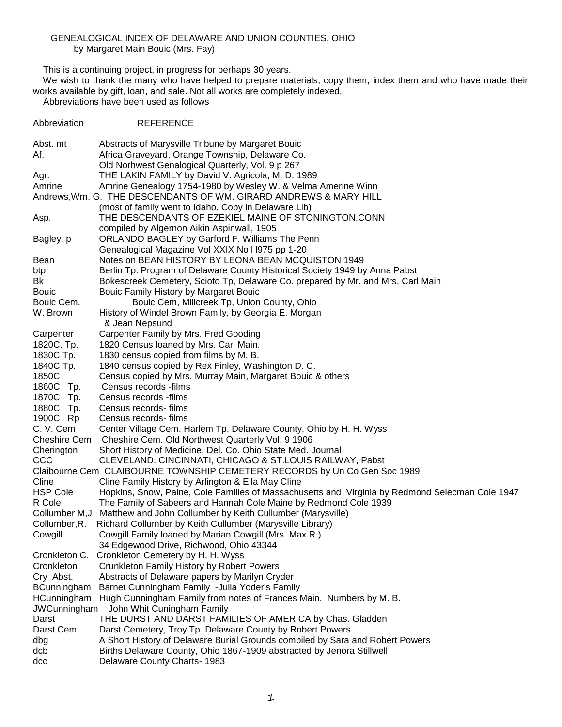# GENEALOGICAL INDEX OF DELAWARE AND UNION COUNTIES, OHIO

by Margaret Main Bouic (Mrs. Fay)

This is a continuing project, in progress for perhaps 30 years.

We wish to thank the many who have helped to prepare materials, copy them, index them and who have made their works available by gift, loan, and sale. Not all works are completely indexed.

Abbreviations have been used as follows

| Abbreviation | REFERENCE |
|---|---|
| Abst. mt | Abstracts of Marysville Tribune by Margaret Bouic |
| Af. | Africa Graveyard, Orange Township, Delaware Co. Old Norhwest Genalogical Quarterly, Vol. 9 p 267 |
| Agr. | THE LAKIN FAMILY by David V. Agricola, M. D. 1989 |
| Amrine | Amrine Genealogy 1754-1980 by Wesley W. & Velma Amerine Winn |
| Andrews,Wm. G. | THE DESCENDANTS OF WM. GIRARD ANDREWS & MARY HILL (most of family went to Idaho. Copy in Delaware Lib) |
| Asp. | THE DESCENDANTS OF EZEKIEL MAINE OF STONINGTON,CONN compiled by Algernon Aikin Aspinwall, 1905 |
| Bagley, p | ORLANDO BAGLEY by Garford F. Williams The Penn Genealogical Magazine Vol XXIX No l l975 pp 1-20 |
| Bean | Notes on BEAN HISTORY BY LEONA BEAN MCQUISTON 1949 |
| btp | Berlin Tp. Program of Delaware County Historical Society 1949 by Anna Pabst |
| Bk | Bokescreek Cemetery, Scioto Tp, Delaware Co. prepared by Mr. and Mrs. Carl Main |
| Bouic | Bouic Family History by Margaret Bouic |
| Bouic Cem. | Bouic Cem, Millcreek Tp, Union County, Ohio |
| W. Brown | History of Windel Brown Family, by Georgia E. Morgan & Jean Nepsund |
| Carpenter | Carpenter Family by Mrs. Fred Gooding |
| 1820C. Tp. | 1820 Census loaned by Mrs. Carl Main. |
| 1830C Tp. | 1830 census copied from films by M. B. |
| 1840C Tp. | 1840 census copied by Rex Finley, Washington D. C. |
| 1850C | Census copied by Mrs. Murray Main, Margaret Bouic & others |
| 1860C Tp. | Census records -films |
| 1870C Tp. | Census records -films |
| 1880C Tp. | Census records- films |
| 1900C Rp | Census records- films |
| C. V. Cem | Center Village Cem. Harlem Tp, Delaware County, Ohio by H. H. Wyss |
| Cheshire Cem | Cheshire Cem. Old Northwest Quarterly Vol. 9 1906 |
| Cherington | Short History of Medicine, Del. Co. Ohio State Med. Journal |
| CCC | CLEVELAND. CINCINNATI, CHICAGO & ST.LOUIS RAILWAY, Pabst |
| Claibourne Cem | CLAIBOURNE TOWNSHIP CEMETERY RECORDS by Un Co Gen Soc 1989 |
| Cline | Cline Family History by Arlington & Ella May Cline |
| HSP Cole | Hopkins, Snow, Paine, Cole Families of Massachusetts and Virginia by Redmond Selecman Cole 1947 |
| R Cole | The Family of Sabeers and Hannah Cole Maine by Redmond Cole 1939 |
| Collumber M,J | Matthew and John Collumber by Keith Cullumber (Marysville) |
| Collumber,R. | Richard Collumber by Keith Cullumber (Marysville Library) |
| Cowgill | Cowgill Family loaned by Marian Cowgill (Mrs. Max R.). 34 Edgewood Drive, Richwood, Ohio 43344 |
| Cronkleton C. | Cronkleton Cemetery by H. H. Wyss |
| Cronkleton | Crunkleton Family History by Robert Powers |
| Cry Abst. | Abstracts of Delaware papers by Marilyn Cryder |
| BCunningham | Barnet Cunningham Family -Julia Yoder's Family |
| HCunningham | Hugh Cunningham Family from notes of Frances Main. Numbers by M. B. |
| JWCunningham | John Whit Cuningham Family |
| Darst | THE DURST AND DARST FAMILIES OF AMERICA by Chas. Gladden |
| Darst Cem. | Darst Cemetery, Troy Tp. Delaware County by Robert Powers |
| dbg | A Short History of Delaware Burial Grounds compiled by Sara and Robert Powers |
| dcb | Births Delaware County, Ohio 1867-1909 abstracted by Jenora Stillwell |
| dcc | Delaware County Charts- 1983 |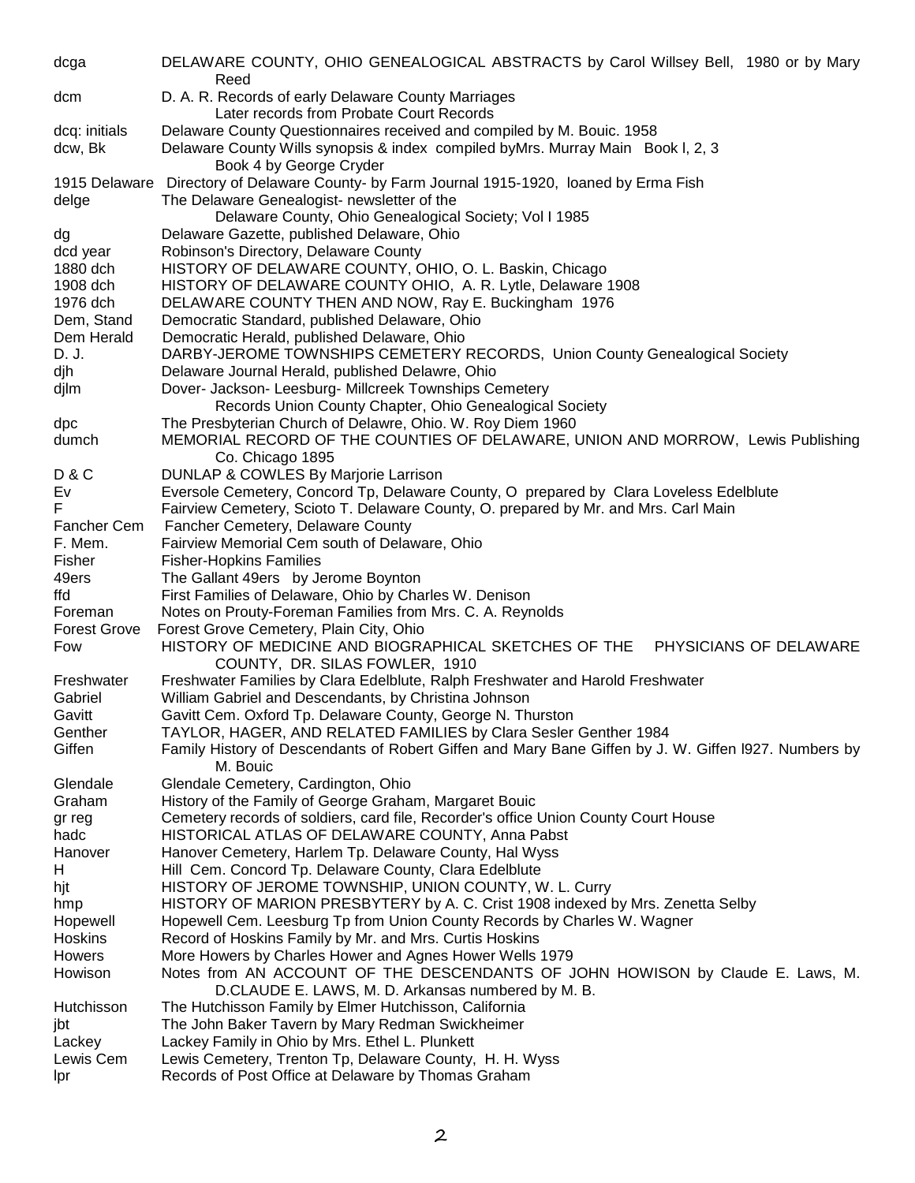| | |
|---|---|
| dcga | DELAWARE COUNTY, OHIO GENEALOGICAL ABSTRACTS by Carol Willsey Bell, 1980 or by Mary Reed |
| dcm | D. A. R. Records of early Delaware County Marriages<br>Later records from Probate Court Records |
| dcq: initials | Delaware County Questionnaires received and compiled by M. Bouic. 1958 |
| dcw, Bk | Delaware County Wills synopsis & index compiled byMrs. Murray Main Book l, 2, 3<br>Book 4 by George Cryder |
| 1915 Delaware | Directory of Delaware County- by Farm Journal 1915-1920, loaned by Erma Fish |
| delge | The Delaware Genealogist- newsletter of the<br>Delaware County, Ohio Genealogical Society; Vol I 1985 |
| dg | Delaware Gazette, published Delaware, Ohio |
| dcd year | Robinson's Directory, Delaware County |
| 1880 dch | HISTORY OF DELAWARE COUNTY, OHIO, O. L. Baskin, Chicago |
| 1908 dch | HISTORY OF DELAWARE COUNTY OHIO, A. R. Lytle, Delaware 1908 |
| 1976 dch | DELAWARE COUNTY THEN AND NOW, Ray E. Buckingham 1976 |
| Dem, Stand | Democratic Standard, published Delaware, Ohio |
| Dem Herald | Democratic Herald, published Delaware, Ohio |
| D. J. | DARBY-JEROME TOWNSHIPS CEMETERY RECORDS, Union County Genealogical Society |
| djh | Delaware Journal Herald, published Delawre, Ohio |
| djlm | Dover- Jackson- Leesburg- Millcreek Townships Cemetery<br>Records Union County Chapter, Ohio Genealogical Society |
| dpc | The Presbyterian Church of Delawre, Ohio. W. Roy Diem 1960 |
| dumch | MEMORIAL RECORD OF THE COUNTIES OF DELAWARE, UNION AND MORROW, Lewis Publishing Co. Chicago 1895 |
| D & C | DUNLAP & COWLES By Marjorie Larrison |
| Ev | Eversole Cemetery, Concord Tp, Delaware County, O prepared by Clara Loveless Edelblute |
| F | Fairview Cemetery, Scioto T. Delaware County, O. prepared by Mr. and Mrs. Carl Main |
| Fancher Cem | Fancher Cemetery, Delaware County |
| F. Mem. | Fairview Memorial Cem south of Delaware, Ohio |
| Fisher | Fisher-Hopkins Families |
| 49ers | The Gallant 49ers by Jerome Boynton |
| ffd | First Families of Delaware, Ohio by Charles W. Denison |
| Foreman | Notes on Prouty-Foreman Families from Mrs. C. A. Reynolds |
| Forest Grove | Forest Grove Cemetery, Plain City, Ohio |
| Fow | HISTORY OF MEDICINE AND BIOGRAPHICAL SKETCHES OF THE PHYSICIANS OF DELAWARE COUNTY, DR. SILAS FOWLER, 1910 |
| Freshwater | Freshwater Families by Clara Edelblute, Ralph Freshwater and Harold Freshwater |
| Gabriel | William Gabriel and Descendants, by Christina Johnson |
| Gavitt | Gavitt Cem. Oxford Tp. Delaware County, George N. Thurston |
| Genther | TAYLOR, HAGER, AND RELATED FAMILIES by Clara Sesler Genther 1984 |
| Giffen | Family History of Descendants of Robert Giffen and Mary Bane Giffen by J. W. Giffen l927. Numbers by M. Bouic |
| Glendale | Glendale Cemetery, Cardington, Ohio |
| Graham | History of the Family of George Graham, Margaret Bouic |
| gr reg | Cemetery records of soldiers, card file, Recorder's office Union County Court House |
| hadc | HISTORICAL ATLAS OF DELAWARE COUNTY, Anna Pabst |
| Hanover | Hanover Cemetery, Harlem Tp. Delaware County, Hal Wyss |
| H | Hill Cem. Concord Tp. Delaware County, Clara Edelblute |
| hjt | HISTORY OF JEROME TOWNSHIP, UNION COUNTY, W. L. Curry |
| hmp | HISTORY OF MARION PRESBYTERY by A. C. Crist 1908 indexed by Mrs. Zenetta Selby |
| Hopewell | Hopewell Cem. Leesburg Tp from Union County Records by Charles W. Wagner |
| Hoskins | Record of Hoskins Family by Mr. and Mrs. Curtis Hoskins |
| Howers | More Howers by Charles Hower and Agnes Hower Wells 1979 |
| Howison | Notes from AN ACCOUNT OF THE DESCENDANTS OF JOHN HOWISON by Claude E. Laws, M. D.CLAUDE E. LAWS, M. D. Arkansas numbered by M. B. |
| Hutchisson | The Hutchisson Family by Elmer Hutchisson, California |
| jbt | The John Baker Tavern by Mary Redman Swickheimer |
| Lackey | Lackey Family in Ohio by Mrs. Ethel L. Plunkett |
| Lewis Cem | Lewis Cemetery, Trenton Tp, Delaware County, H. H. Wyss |
| lpr | Records of Post Office at Delaware by Thomas Graham |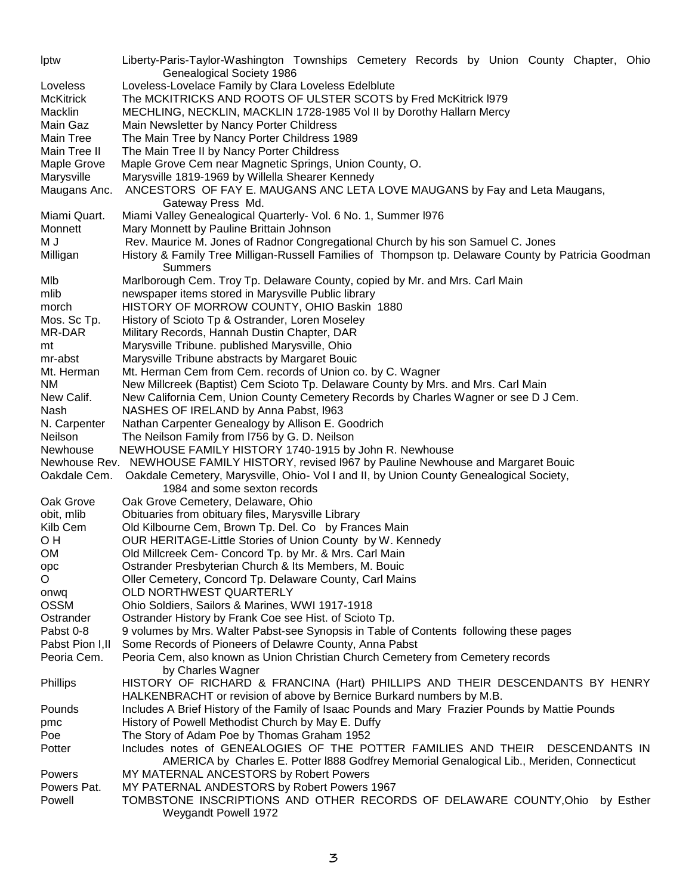| | |
|---|---|
| lptw | Liberty-Paris-Taylor-Washington Townships Cemetery Records by Union County Chapter, Ohio Genealogical Society 1986 |
| Loveless | Loveless-Lovelace Family by Clara Loveless Edelblute |
| McKitrick | The MCKITRICKS AND ROOTS OF ULSTER SCOTS by Fred McKitrick l979 |
| Macklin | MECHLING, NECKLIN, MACKLIN 1728-1985 Vol II by Dorothy Hallarn Mercy |
| Main Gaz | Main Newsletter by Nancy Porter Childress |
| Main Tree | The Main Tree by Nancy Porter Childress 1989 |
| Main Tree II | The Main Tree II by Nancy Porter Childress |
| Maple Grove | Maple Grove Cem near Magnetic Springs, Union County, O. |
| Marysville | Marysville 1819-1969 by Willella Shearer Kennedy |
| Maugans Anc. | ANCESTORS OF FAY E. MAUGANS ANC LETA LOVE MAUGANS by Fay and Leta Maugans, Gateway Press Md. |
| Miami Quart. | Miami Valley Genealogical Quarterly- Vol. 6 No. 1, Summer l976 |
| Monnett | Mary Monnett by Pauline Brittain Johnson |
| M J | Rev. Maurice M. Jones of Radnor Congregational Church by his son Samuel C. Jones |
| Milligan | History & Family Tree Milligan-Russell Families of Thompson tp. Delaware County by Patricia Goodman Summers |
| Mlb | Marlborough Cem. Troy Tp. Delaware County, copied by Mr. and Mrs. Carl Main |
| mlib | newspaper items stored in Marysville Public library |
| morch | HISTORY OF MORROW COUNTY, OHIO Baskin 1880 |
| Mos. Sc Tp. | History of Scioto Tp & Ostrander, Loren Moseley |
| MR-DAR | Military Records, Hannah Dustin Chapter, DAR |
| mt | Marysville Tribune. published Marysville, Ohio |
| mr-abst | Marysville Tribune abstracts by Margaret Bouic |
| Mt. Herman | Mt. Herman Cem from Cem. records of Union co. by C. Wagner |
| NM | New Millcreek (Baptist) Cem Scioto Tp. Delaware County by Mrs. and Mrs. Carl Main |
| New Calif. | New California Cem, Union County Cemetery Records by Charles Wagner or see D J Cem. |
| Nash | NASHES OF IRELAND by Anna Pabst, l963 |
| N. Carpenter | Nathan Carpenter Genealogy by Allison E. Goodrich |
| Neilson | The Neilson Family from l756 by G. D. Neilson |
| Newhouse | NEWHOUSE FAMILY HISTORY 1740-1915 by John R. Newhouse |
| Newhouse Rev. | NEWHOUSE FAMILY HISTORY, revised l967 by Pauline Newhouse and Margaret Bouic |
| Oakdale Cem. | Oakdale Cemetery, Marysville, Ohio- Vol I and II, by Union County Genealogical Society, 1984 and some sexton records |
| Oak Grove | Oak Grove Cemetery, Delaware, Ohio |
| obit, mlib | Obituaries from obituary files, Marysville Library |
| Kilb Cem | Old Kilbourne Cem, Brown Tp. Del. Co by Frances Main |
| O H | OUR HERITAGE-Little Stories of Union County by W. Kennedy |
| OM | Old Millcreek Cem- Concord Tp. by Mr. & Mrs. Carl Main |
| opc | Ostrander Presbyterian Church & Its Members, M. Bouic |
| O | Oller Cemetery, Concord Tp. Delaware County, Carl Mains |
| onwq | OLD NORTHWEST QUARTERLY |
| OSSM | Ohio Soldiers, Sailors & Marines, WWI 1917-1918 |
| Ostrander | Ostrander History by Frank Coe see Hist. of Scioto Tp. |
| Pabst 0-8 | 9 volumes by Mrs. Walter Pabst-see Synopsis in Table of Contents following these pages |
| Pabst Pion I,II | Some Records of Pioneers of Delawre County, Anna Pabst |
| Peoria Cem. | Peoria Cem, also known as Union Christian Church Cemetery from Cemetery records by Charles Wagner |
| Phillips | HISTORY OF RICHARD & FRANCINA (Hart) PHILLIPS AND THEIR DESCENDANTS BY HENRY HALKENBRACHT or revision of above by Bernice Burkard numbers by M.B. |
| Pounds | Includes A Brief History of the Family of Isaac Pounds and Mary Frazier Pounds by Mattie Pounds |
| pmc | History of Powell Methodist Church by May E. Duffy |
| Poe | The Story of Adam Poe by Thomas Graham 1952 |
| Potter | Includes notes of GENEALOGIES OF THE POTTER FAMILIES AND THEIR DESCENDANTS IN AMERICA by Charles E. Potter l888 Godfrey Memorial Genalogical Lib., Meriden, Connecticut |
| Powers | MY MATERNAL ANCESTORS by Robert Powers |
| Powers Pat. | MY PATERNAL ANDESTORS by Robert Powers 1967 |
| Powell | TOMBSTONE INSCRIPTIONS AND OTHER RECORDS OF DELAWARE COUNTY,Ohio by Esther Weygandt Powell 1972 |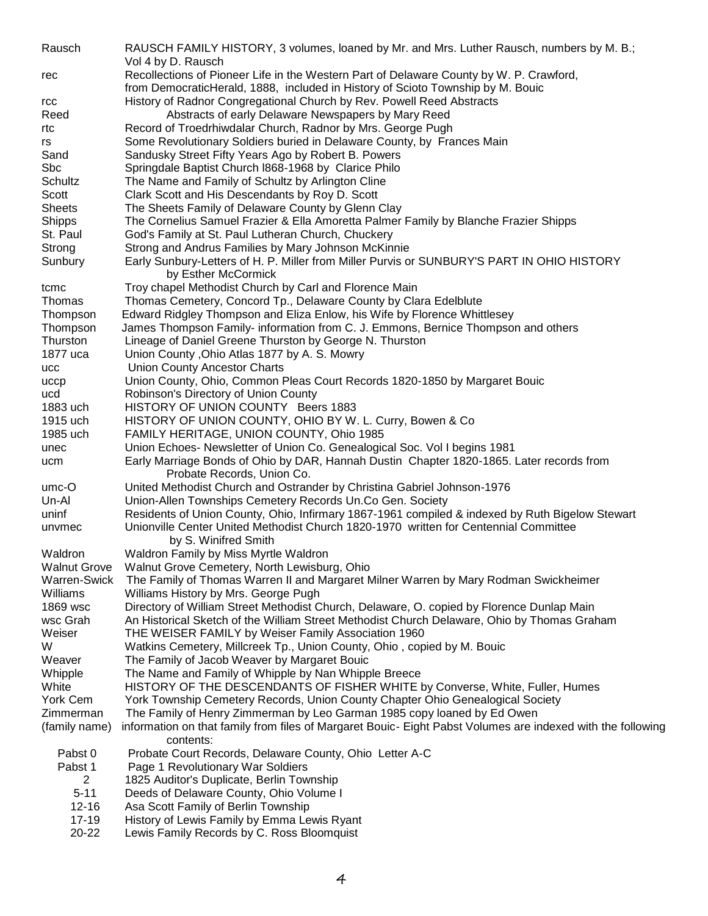| | |
|---|---|
| Rausch | RAUSCH FAMILY HISTORY, 3 volumes, loaned by Mr. and Mrs. Luther Rausch, numbers by M. B.; Vol 4 by D. Rausch |
| rec | Recollections of Pioneer Life in the Western Part of Delaware County by W. P. Crawford, from DemocraticHerald, 1888, included in History of Scioto Township by M. Bouic |
| rcc | History of Radnor Congregational Church by Rev. Powell Reed Abstracts |
| Reed | Abstracts of early Delaware Newspapers by Mary Reed |
| rtc | Record of Troedrhiwdalar Church, Radnor by Mrs. George Pugh |
| rs | Some Revolutionary Soldiers buried in Delaware County, by Frances Main |
| Sand | Sandusky Street Fifty Years Ago by Robert B. Powers |
| Sbc | Springdale Baptist Church l868-1968 by Clarice Philo |
| Schultz | The Name and Family of Schultz by Arlington Cline |
| Scott | Clark Scott and His Descendants by Roy D. Scott |
| Sheets | The Sheets Family of Delaware County by Glenn Clay |
| Shipps | The Cornelius Samuel Frazier & Ella Amoretta Palmer Family by Blanche Frazier Shipps |
| St. Paul | God's Family at St. Paul Lutheran Church, Chuckery |
| Strong | Strong and Andrus Families by Mary Johnson McKinnie |
| Sunbury | Early Sunbury-Letters of H. P. Miller from Miller Purvis or SUNBURY'S PART IN OHIO HISTORY by Esther McCormick |
| tcmc | Troy chapel Methodist Church by Carl and Florence Main |
| Thomas | Thomas Cemetery, Concord Tp., Delaware County by Clara Edelblute |
| Thompson | Edward Ridgley Thompson and Eliza Enlow, his Wife by Florence Whittlesey |
| Thompson | James Thompson Family- information from C. J. Emmons, Bernice Thompson and others |
| Thurston | Lineage of Daniel Greene Thurston by George N. Thurston |
| 1877 uca | Union County ,Ohio Atlas 1877 by A. S. Mowry |
| ucc | Union County Ancestor Charts |
| uccp | Union County, Ohio, Common Pleas Court Records 1820-1850 by Margaret Bouic |
| ucd | Robinson's Directory of Union County |
| 1883 uch | HISTORY OF UNION COUNTY Beers 1883 |
| 1915 uch | HISTORY OF UNION COUNTY, OHIO BY W. L. Curry, Bowen & Co |
| 1985 uch | FAMILY HERITAGE, UNION COUNTY, Ohio 1985 |
| unec | Union Echoes- Newsletter of Union Co. Genealogical Soc. Vol I begins 1981 |
| ucm | Early Marriage Bonds of Ohio by DAR, Hannah Dustin Chapter 1820-1865. Later records from Probate Records, Union Co. |
| umc-O | United Methodist Church and Ostrander by Christina Gabriel Johnson-1976 |
| Un-Al | Union-Allen Townships Cemetery Records Un.Co Gen. Society |
| uninf | Residents of Union County, Ohio, Infirmary 1867-1961 compiled & indexed by Ruth Bigelow Stewart |
| unvmec | Unionville Center United Methodist Church 1820-1970 written for Centennial Committee by S. Winifred Smith |
| Waldron | Waldron Family by Miss Myrtle Waldron |
| Walnut Grove | Walnut Grove Cemetery, North Lewisburg, Ohio |
| Warren-Swick | The Family of Thomas Warren II and Margaret Milner Warren by Mary Rodman Swickheimer |
| Williams | Williams History by Mrs. George Pugh |
| 1869 wsc | Directory of William Street Methodist Church, Delaware, O. copied by Florence Dunlap Main |
| wsc Grah | An Historical Sketch of the William Street Methodist Church Delaware, Ohio by Thomas Graham |
| Weiser | THE WEISER FAMILY by Weiser Family Association 1960 |
| W | Watkins Cemetery, Millcreek Tp., Union County, Ohio , copied by M. Bouic |
| Weaver | The Family of Jacob Weaver by Margaret Bouic |
| Whipple | The Name and Family of Whipple by Nan Whipple Breece |
| White | HISTORY OF THE DESCENDANTS OF FISHER WHITE by Converse, White, Fuller, Humes |
| York Cem | York Township Cemetery Records, Union County Chapter Ohio Genealogical Society |
| Zimmerman | The Family of Henry Zimmerman by Leo Garman 1985 copy loaned by Ed Owen |
| (family name) | information on that family from files of Margaret Bouic- Eight Pabst Volumes are indexed with the following contents: |
| Pabst 0 | Probate Court Records, Delaware County, Ohio Letter A-C |
| Pabst 1 | Page 1 Revolutionary War Soldiers |
| 2 | 1825 Auditor's Duplicate, Berlin Township |
| 5-11 | Deeds of Delaware County, Ohio Volume I |
| 12-16 | Asa Scott Family of Berlin Township |
| 17-19 | History of Lewis Family by Emma Lewis Ryant |
| 20-22 | Lewis Family Records by C. Ross Bloomquist |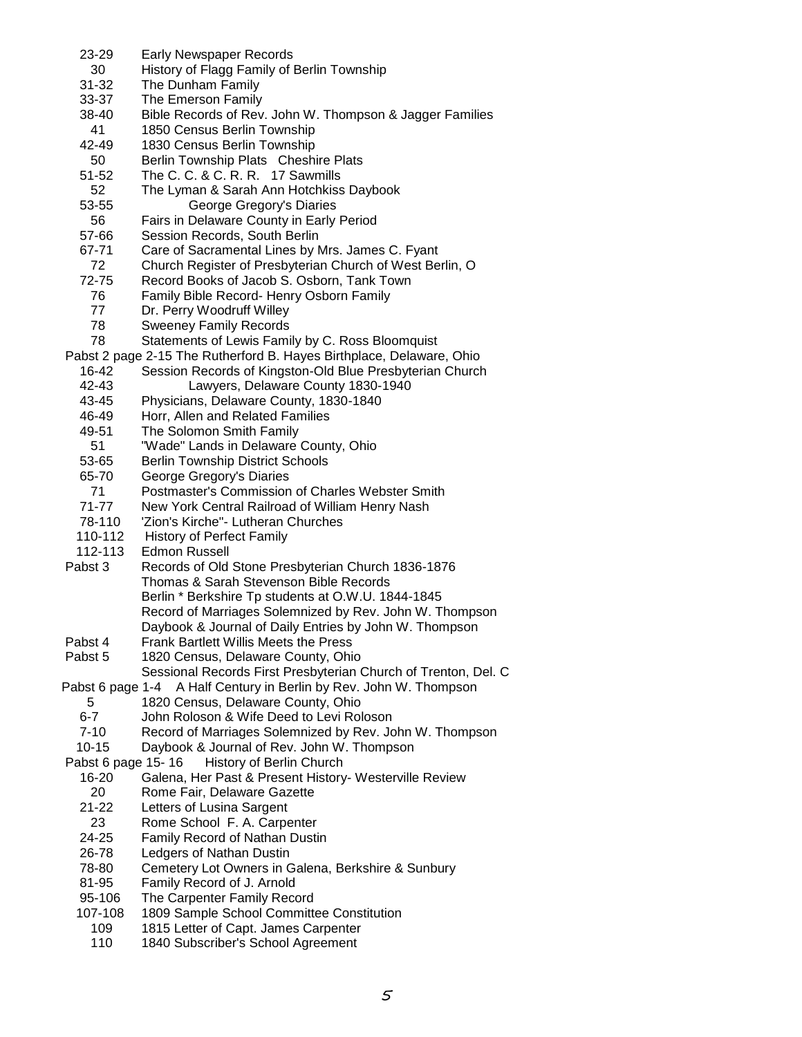| | |
|---|---|
| 23-29 | Early Newspaper Records |
| 30 | History of Flagg Family of Berlin Township |
| 31-32 | The Dunham Family |
| 33-37 | The Emerson Family |
| 38-40 | Bible Records of Rev. John W. Thompson & Jagger Families |
| 41 | 1850 Census Berlin Township |
| 42-49 | 1830 Census Berlin Township |
| 50 | Berlin Township Plats   Cheshire Plats |
| 51-52 | The C. C. & C. R. R.   17 Sawmills |
| 52 | The Lyman & Sarah Ann Hotchkiss Daybook |
| 53-55 | George Gregory's Diaries |
| 56 | Fairs in Delaware County in Early Period |
| 57-66 | Session Records, South Berlin |
| 67-71 | Care of Sacramental Lines by Mrs. James C. Fyant |
| 72 | Church Register of Presbyterian Church of West Berlin, O |
| 72-75 | Record Books of Jacob S. Osborn, Tank Town |
| 76 | Family Bible Record- Henry Osborn Family |
| 77 | Dr. Perry Woodruff Willey |
| 78 | Sweeney Family Records |
| 78 | Statements of Lewis Family by C. Ross Bloomquist |
| Pabst 2 page 2-15 | The Rutherford B. Hayes Birthplace, Delaware, Ohio |
| 16-42 | Session Records of Kingston-Old Blue Presbyterian Church |
| 42-43 | Lawyers, Delaware County 1830-1940 |
| 43-45 | Physicians, Delaware County, 1830-1840 |
| 46-49 | Horr, Allen and Related Families |
| 49-51 | The Solomon Smith Family |
| 51 | "Wade" Lands in Delaware County, Ohio |
| 53-65 | Berlin Township District Schools |
| 65-70 | George Gregory's Diaries |
| 71 | Postmaster's Commission of Charles Webster Smith |
| 71-77 | New York Central Railroad of William Henry Nash |
| 78-110 | 'Zion's Kirche"- Lutheran Churches |
| 110-112 | History of Perfect Family |
| 112-113 | Edmon Russell |
| Pabst 3 | Records of Old Stone Presbyterian Church 1836-1876 |
| | Thomas & Sarah Stevenson Bible Records |
| | Berlin * Berkshire Tp students at O.W.U. 1844-1845 |
| | Record of Marriages Solemnized by Rev. John W. Thompson |
| | Daybook & Journal of Daily Entries by John W. Thompson |
| Pabst 4 | Frank Bartlett Willis Meets the Press |
| Pabst 5 | 1820 Census, Delaware County, Ohio |
| | Sessional Records First Presbyterian Church of Trenton, Del. C |
| Pabst 6 page 1-4 | A Half Century in Berlin by Rev. John W. Thompson |
| 5 | 1820 Census, Delaware County, Ohio |
| 6-7 | John Roloson & Wife Deed to Levi Roloson |
| 7-10 | Record of Marriages Solemnized by Rev. John W. Thompson |
| 10-15 | Daybook & Journal of Rev. John W. Thompson |
| Pabst 6 page 15- 16 | History of Berlin Church |
| 16-20 | Galena, Her Past & Present History- Westerville Review |
| 20 | Rome Fair, Delaware Gazette |
| 21-22 | Letters of Lusina Sargent |
| 23 | Rome School  F. A. Carpenter |
| 24-25 | Family Record of Nathan Dustin |
| 26-78 | Ledgers of Nathan Dustin |
| 78-80 | Cemetery Lot Owners in Galena, Berkshire & Sunbury |
| 81-95 | Family Record of J. Arnold |
| 95-106 | The Carpenter Family Record |
| 107-108 | 1809 Sample School Committee Constitution |
| 109 | 1815 Letter of Capt. James Carpenter |
| 110 | 1840 Subscriber's School Agreement |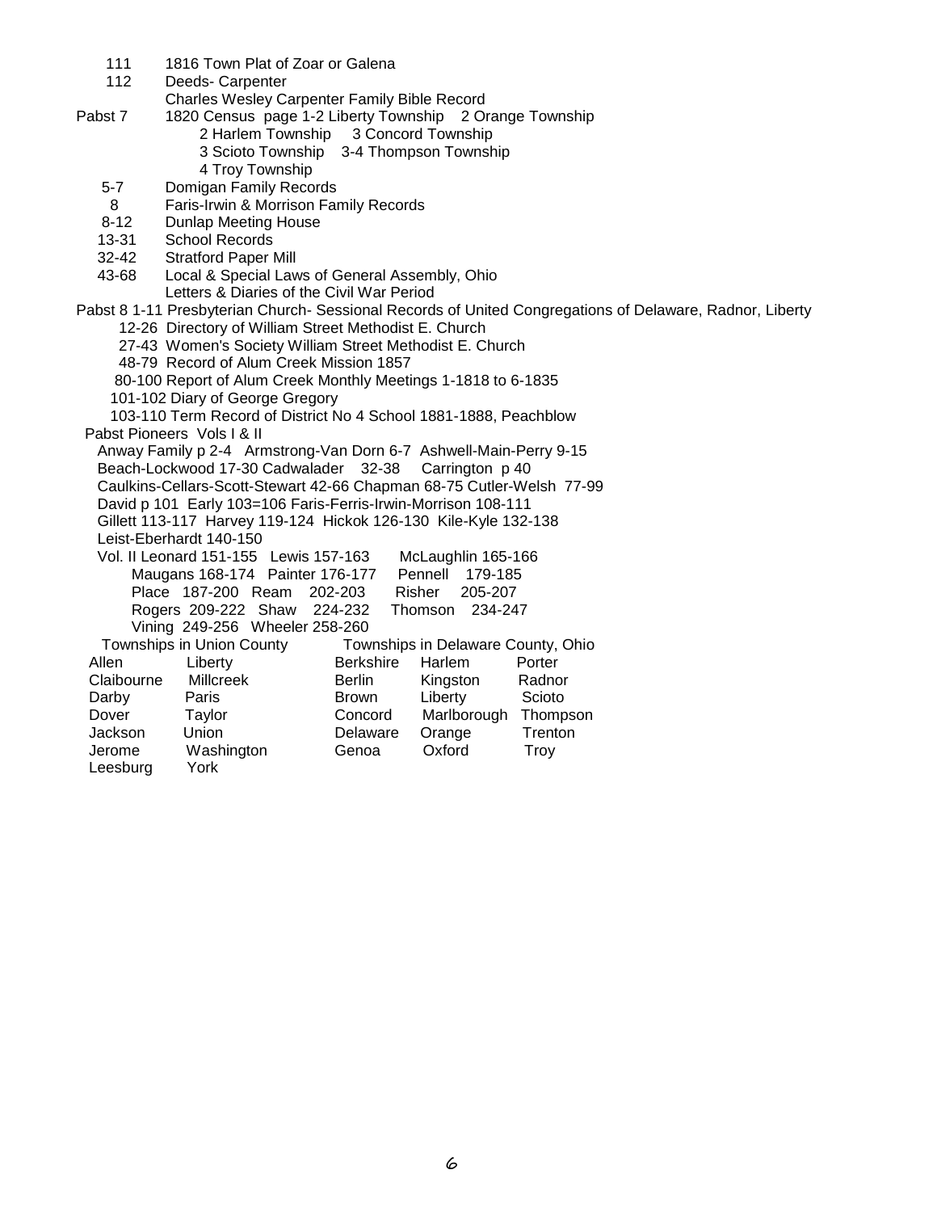111 1816 Town Plat of Zoar or Galena

112 Deeds- Carpenter

Charles Wesley Carpenter Family Bible Record

Pabst 7 1820 Census page 1-2 Liberty Township 2 Orange Township

2 Harlem Township 3 Concord Township

3 Scioto Township 3-4 Thompson Township

4 Troy Township

5-7 Domigan Family Records

8 Faris-Irwin & Morrison Family Records

8-12 Dunlap Meeting House

13-31 School Records

32-42 Stratford Paper Mill

43-68 Local & Special Laws of General Assembly, Ohio

Letters & Diaries of the Civil War Period

Pabst 8 1-11 Presbyterian Church- Sessional Records of United Congregations of Delaware, Radnor, Liberty

12-26 Directory of William Street Methodist E. Church

27-43 Women's Society William Street Methodist E. Church

48-79 Record of Alum Creek Mission 1857

80-100 Report of Alum Creek Monthly Meetings 1-1818 to 6-1835

101-102 Diary of George Gregory

103-110 Term Record of District No 4 School 1881-1888, Peachblow

Pabst Pioneers Vols I & II

Anway Family p 2-4 Armstrong-Van Dorn 6-7 Ashwell-Main-Perry 9-15

Beach-Lockwood 17-30 Cadwalader 32-38 Carrington p 40

Caulkins-Cellars-Scott-Stewart 42-66 Chapman 68-75 Cutler-Welsh 77-99

David p 101 Early 103=106 Faris-Ferris-Irwin-Morrison 108-111

Gillett 113-117 Harvey 119-124 Hickok 126-130 Kile-Kyle 132-138

Leist-Eberhardt 140-150

Vol. II Leonard 151-155 Lewis 157-163 McLaughlin 165-166

Maugans 168-174 Painter 176-177 Pennell 179-185

Place 187-200 Ream 202-203 Risher 205-207

Rogers 209-222 Shaw 224-232 Thomson 234-247

Vining 249-256 Wheeler 258-260

| Townships in Union County | | Townships in Delaware County, Ohio | | |
|---|---|---|---|---|
| Allen | Liberty | Berkshire | Harlem | Porter |
| Claibourne | Millcreek | Berlin | Kingston | Radnor |
| Darby | Paris | Brown | Liberty | Scioto |
| Dover | Taylor | Concord | Marlborough | Thompson |
| Jackson | Union | Delaware | Orange | Trenton |
| Jerome | Washington | Genoa | Oxford | Troy |
| Leesburg | York | | | |